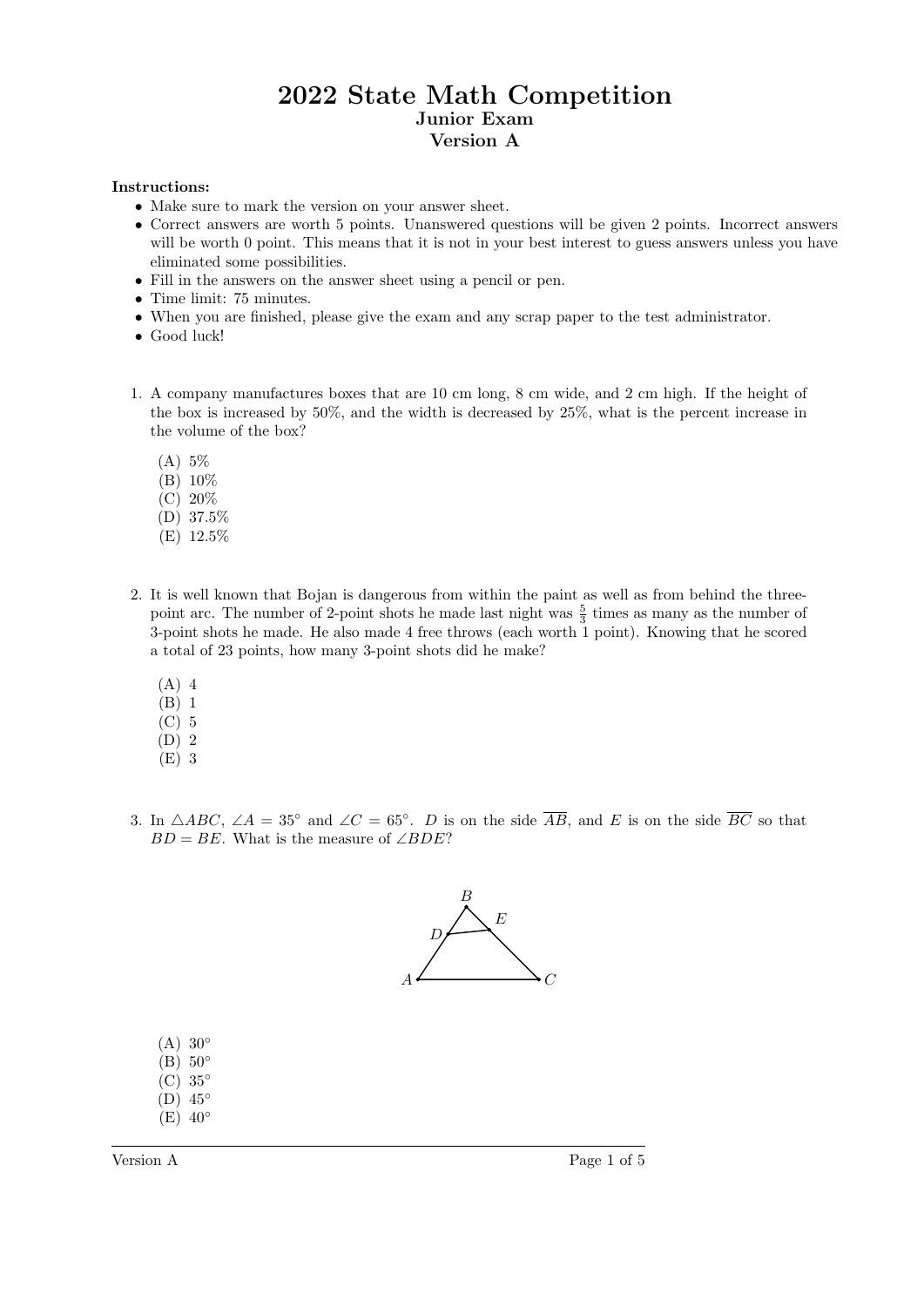# 2022 State Math Competition

**Junior Exam**

**Version A**

**Instructions:**

- Make sure to mark the version on your answer sheet.
- Correct answers are worth 5 points. Unanswered questions will be given 2 points. Incorrect answers will be worth 0 point. This means that it is not in your best interest to guess answers unless you have eliminated some possibilities.
- Fill in the answers on the answer sheet using a pencil or pen.
- Time limit: 75 minutes.
- When you are finished, please give the exam and any scrap paper to the test administrator.
- Good luck!

1. A company manufactures boxes that are 10 cm long, 8 cm wide, and 2 cm high. If the height of the box is increased by 50%, and the width is decreased by 25%, what is the percent increase in the volume of the box?

   (A) 5%
   (B) 10%
   (C) 20%
   (D) 37.5%
   (E) 12.5%

2. It is well known that Bojan is dangerous from within the paint as well as from behind the three-point arc. The number of 2-point shots he made last night was $\frac{5}{3}$ times as many as the number of 3-point shots he made. He also made 4 free throws (each worth 1 point). Knowing that he scored a total of 23 points, how many 3-point shots did he make?

   (A) 4
   (B) 1
   (C) 5
   (D) 2
   (E) 3

3. In $\triangle ABC$, $\angle A = 35^\circ$ and $\angle C = 65^\circ$. $D$ is on the side $\overline{AB}$, and $E$ is on the side $\overline{BC}$ so that $BD = BE$. What is the measure of $\angle BDE$?

   (A) $30^\circ$
   (B) $50^\circ$
   (C) $35^\circ$
   (D) $45^\circ$
   (E) $40^\circ$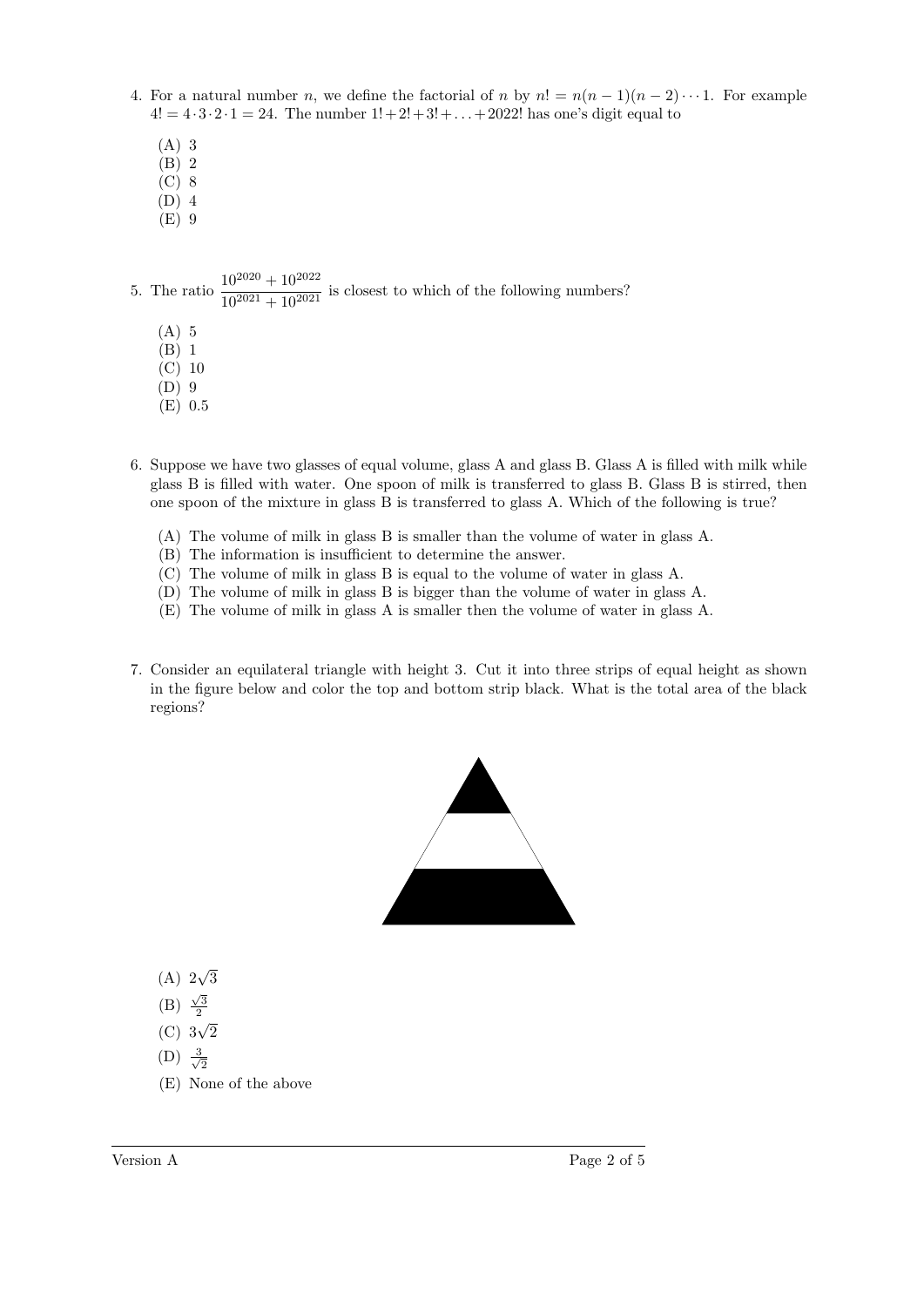4. For a natural number $n$, we define the factorial of $n$ by $n! = n(n-1)(n-2)\cdots 1$. For example $4! = 4\cdot 3\cdot 2\cdot 1 = 24$. The number $1! + 2! + 3! + \ldots + 2022!$ has one's digit equal to

   (A) 3
   (B) 2
   (C) 8
   (D) 4
   (E) 9

5. The ratio $\dfrac{10^{2020} + 10^{2022}}{10^{2021} + 10^{2021}}$ is closest to which of the following numbers?

   (A) 5
   (B) 1
   (C) 10
   (D) 9
   (E) 0.5

6. Suppose we have two glasses of equal volume, glass A and glass B. Glass A is filled with milk while glass B is filled with water. One spoon of milk is transferred to glass B. Glass B is stirred, then one spoon of the mixture in glass B is transferred to glass A. Which of the following is true?

   (A) The volume of milk in glass B is smaller than the volume of water in glass A.
   (B) The information is insufficient to determine the answer.
   (C) The volume of milk in glass B is equal to the volume of water in glass A.
   (D) The volume of milk in glass B is bigger than the volume of water in glass A.
   (E) The volume of milk in glass A is smaller then the volume of water in glass A.

7. Consider an equilateral triangle with height 3. Cut it into three strips of equal height as shown in the figure below and color the top and bottom strip black. What is the total area of the black regions?

   (A) $2\sqrt{3}$
   (B) $\frac{\sqrt{3}}{2}$
   (C) $3\sqrt{2}$
   (D) $\frac{3}{\sqrt{2}}$
   (E) None of the above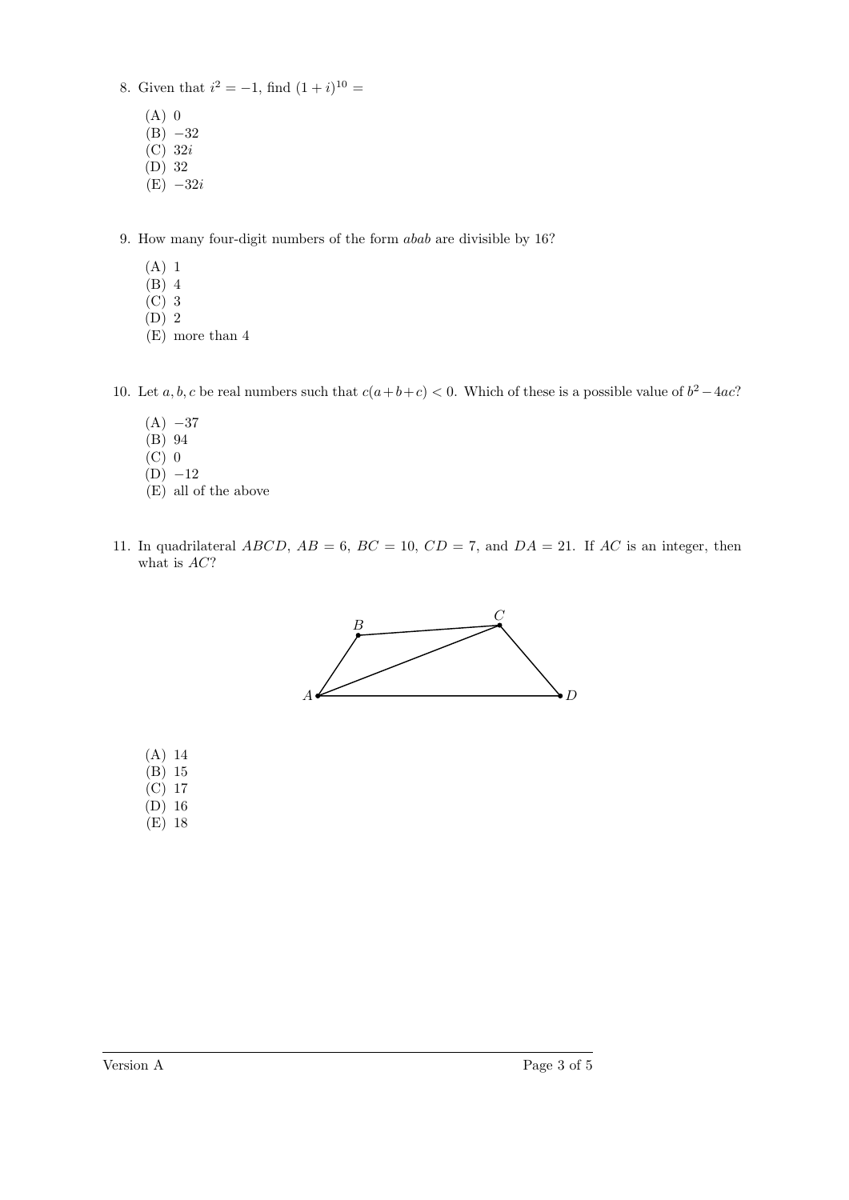8. Given that $i^2 = -1$, find $(1+i)^{10} =$

   (A) $0$
   (B) $-32$
   (C) $32i$
   (D) $32$
   (E) $-32i$

9. How many four-digit numbers of the form $abab$ are divisible by 16?

   (A) 1
   (B) 4
   (C) 3
   (D) 2
   (E) more than 4

10. Let $a, b, c$ be real numbers such that $c(a+b+c) < 0$. Which of these is a possible value of $b^2 - 4ac$?

    (A) $-37$
    (B) $94$
    (C) $0$
    (D) $-12$
    (E) all of the above

11. In quadrilateral $ABCD$, $AB = 6$, $BC = 10$, $CD = 7$, and $DA = 21$. If $AC$ is an integer, then what is $AC$?

    (A) 14
    (B) 15
    (C) 17
    (D) 16
    (E) 18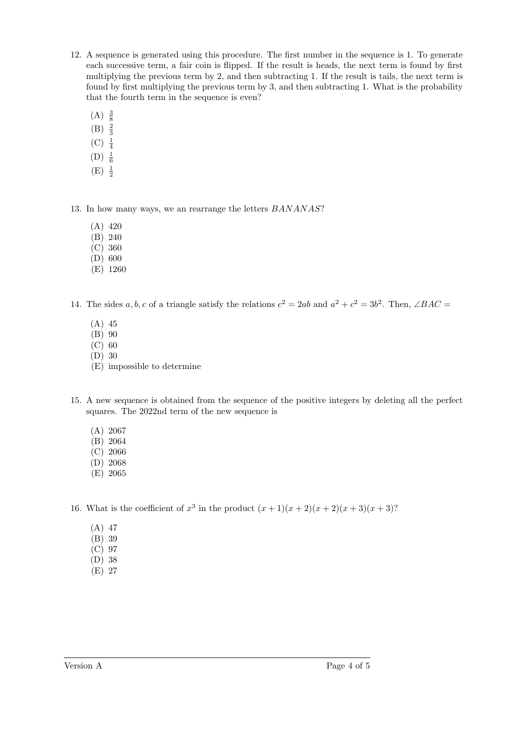12. A sequence is generated using this procedure. The first number in the sequence is 1. To generate each successive term, a fair coin is flipped. If the result is heads, the next term is found by first multiplying the previous term by 2, and then subtracting 1. If the result is tails, the next term is found by first multiplying the previous term by 3, and then subtracting 1. What is the probability that the fourth term in the sequence is even?

    (A) $\frac{3}{8}$
    (B) $\frac{2}{3}$
    (C) $\frac{1}{4}$
    (D) $\frac{1}{6}$
    (E) $\frac{1}{2}$

13. In how many ways, we an rearrange the letters $BANANAS$?

    (A) 420
    (B) 240
    (C) 360
    (D) 600
    (E) 1260

14. The sides $a, b, c$ of a triangle satisfy the relations $c^2 = 2ab$ and $a^2 + c^2 = 3b^2$. Then, $\angle BAC =$

    (A) 45
    (B) 90
    (C) 60
    (D) 30
    (E) impossible to determine

15. A new sequence is obtained from the sequence of the positive integers by deleting all the perfect squares. The 2022nd term of the new sequence is

    (A) 2067
    (B) 2064
    (C) 2066
    (D) 2068
    (E) 2065

16. What is the coefficient of $x^3$ in the product $(x + 1)(x + 2)(x + 2)(x + 3)(x + 3)$?

    (A) 47
    (B) 39
    (C) 97
    (D) 38
    (E) 27

Version A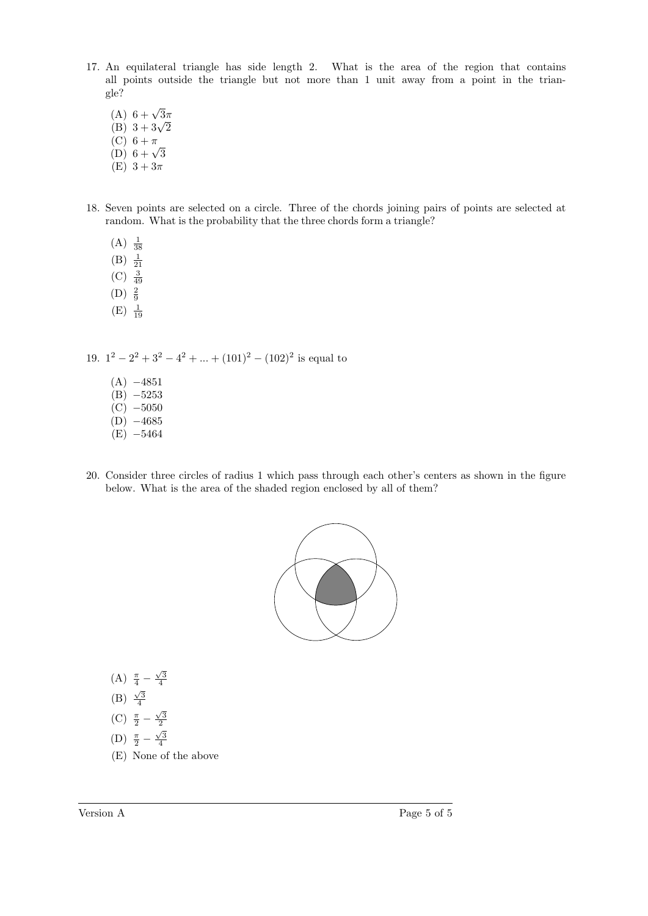17. An equilateral triangle has side length 2. What is the area of the region that contains all points outside the triangle but not more than 1 unit away from a point in the triangle?

    (A) $6 + \sqrt{3}\pi$
    (B) $3 + 3\sqrt{2}$
    (C) $6 + \pi$
    (D) $6 + \sqrt{3}$
    (E) $3 + 3\pi$

18. Seven points are selected on a circle. Three of the chords joining pairs of points are selected at random. What is the probability that the three chords form a triangle?

    (A) $\frac{1}{38}$
    (B) $\frac{1}{21}$
    (C) $\frac{3}{49}$
    (D) $\frac{2}{9}$
    (E) $\frac{1}{19}$

19. $1^2 - 2^2 + 3^2 - 4^2 + ... + (101)^2 - (102)^2$ is equal to

    (A) $-4851$
    (B) $-5253$
    (C) $-5050$
    (D) $-4685$
    (E) $-5464$

20. Consider three circles of radius 1 which pass through each other's centers as shown in the figure below. What is the area of the shaded region enclosed by all of them?

    (A) $\frac{\pi}{4} - \frac{\sqrt{3}}{4}$
    (B) $\frac{\sqrt{3}}{4}$
    (C) $\frac{\pi}{2} - \frac{\sqrt{3}}{2}$
    (D) $\frac{\pi}{2} - \frac{\sqrt{3}}{4}$
    (E) None of the above